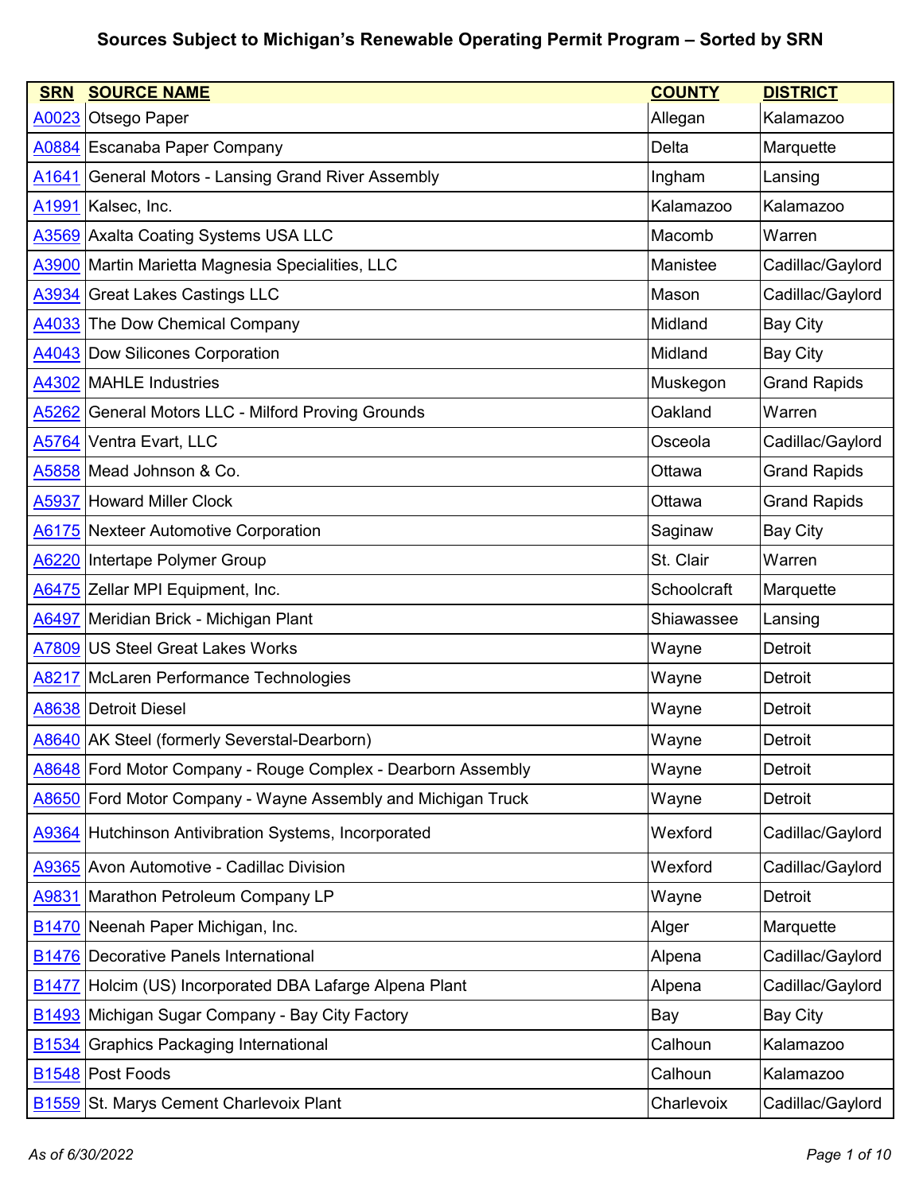# Sources Subject to Michigan's Renewable Operating Permit Program – Sorted by SRN

| SRN | SOURCE NAME | COUNTY | DISTRICT |
| --- | --- | --- | --- |
| A0023 | Otsego Paper | Allegan | Kalamazoo |
| A0884 | Escanaba Paper Company | Delta | Marquette |
| A1641 | General Motors - Lansing Grand River Assembly | Ingham | Lansing |
| A1991 | Kalsec, Inc. | Kalamazoo | Kalamazoo |
| A3569 | Axalta Coating Systems USA LLC | Macomb | Warren |
| A3900 | Martin Marietta Magnesia Specialities, LLC | Manistee | Cadillac/Gaylord |
| A3934 | Great Lakes Castings LLC | Mason | Cadillac/Gaylord |
| A4033 | The Dow Chemical Company | Midland | Bay City |
| A4043 | Dow Silicones Corporation | Midland | Bay City |
| A4302 | MAHLE Industries | Muskegon | Grand Rapids |
| A5262 | General Motors LLC - Milford Proving Grounds | Oakland | Warren |
| A5764 | Ventra Evart, LLC | Osceola | Cadillac/Gaylord |
| A5858 | Mead Johnson & Co. | Ottawa | Grand Rapids |
| A5937 | Howard Miller Clock | Ottawa | Grand Rapids |
| A6175 | Nexteer Automotive Corporation | Saginaw | Bay City |
| A6220 | Intertape Polymer Group | St. Clair | Warren |
| A6475 | Zellar MPI Equipment, Inc. | Schoolcraft | Marquette |
| A6497 | Meridian Brick - Michigan Plant | Shiawassee | Lansing |
| A7809 | US Steel Great Lakes Works | Wayne | Detroit |
| A8217 | McLaren Performance Technologies | Wayne | Detroit |
| A8638 | Detroit Diesel | Wayne | Detroit |
| A8640 | AK Steel (formerly Severstal-Dearborn) | Wayne | Detroit |
| A8648 | Ford Motor Company - Rouge Complex - Dearborn Assembly | Wayne | Detroit |
| A8650 | Ford Motor Company - Wayne Assembly and Michigan Truck | Wayne | Detroit |
| A9364 | Hutchinson Antivibration Systems, Incorporated | Wexford | Cadillac/Gaylord |
| A9365 | Avon Automotive - Cadillac Division | Wexford | Cadillac/Gaylord |
| A9831 | Marathon Petroleum Company LP | Wayne | Detroit |
| B1470 | Neenah Paper Michigan, Inc. | Alger | Marquette |
| B1476 | Decorative Panels International | Alpena | Cadillac/Gaylord |
| B1477 | Holcim (US) Incorporated DBA Lafarge Alpena Plant | Alpena | Cadillac/Gaylord |
| B1493 | Michigan Sugar Company - Bay City Factory | Bay | Bay City |
| B1534 | Graphics Packaging International | Calhoun | Kalamazoo |
| B1548 | Post Foods | Calhoun | Kalamazoo |
| B1559 | St. Marys Cement Charlevoix Plant | Charlevoix | Cadillac/Gaylord |

*As of 6/30/2022*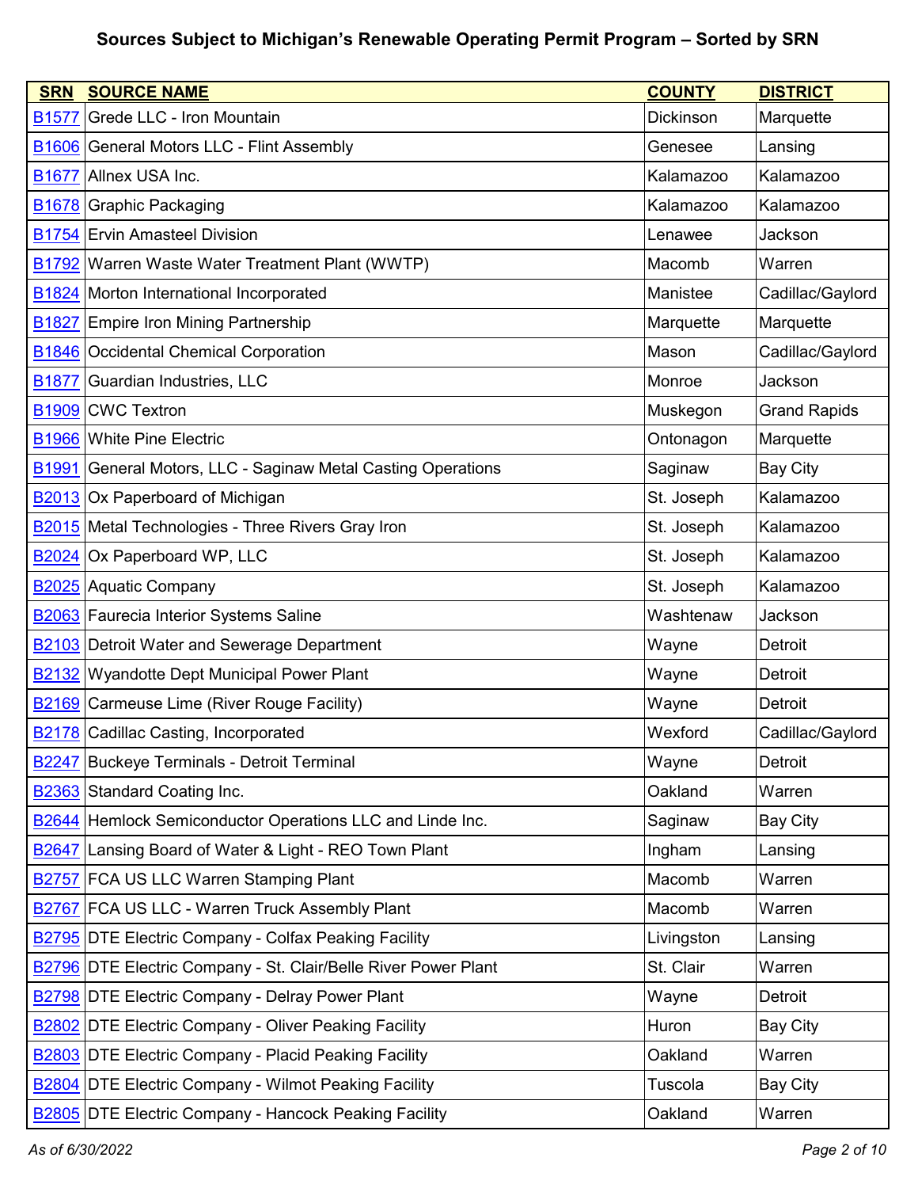**Sources Subject to Michigan's Renewable Operating Permit Program – Sorted by SRN**

| SRN | SOURCE NAME | COUNTY | DISTRICT |
|---|---|---|---|
| B1577 | Grede LLC - Iron Mountain | Dickinson | Marquette |
| B1606 | General Motors LLC - Flint Assembly | Genesee | Lansing |
| B1677 | Allnex USA Inc. | Kalamazoo | Kalamazoo |
| B1678 | Graphic Packaging | Kalamazoo | Kalamazoo |
| B1754 | Ervin Amasteel Division | Lenawee | Jackson |
| B1792 | Warren Waste Water Treatment Plant (WWTP) | Macomb | Warren |
| B1824 | Morton International Incorporated | Manistee | Cadillac/Gaylord |
| B1827 | Empire Iron Mining Partnership | Marquette | Marquette |
| B1846 | Occidental Chemical Corporation | Mason | Cadillac/Gaylord |
| B1877 | Guardian Industries, LLC | Monroe | Jackson |
| B1909 | CWC Textron | Muskegon | Grand Rapids |
| B1966 | White Pine Electric | Ontonagon | Marquette |
| B1991 | General Motors, LLC - Saginaw Metal Casting Operations | Saginaw | Bay City |
| B2013 | Ox Paperboard of Michigan | St. Joseph | Kalamazoo |
| B2015 | Metal Technologies - Three Rivers Gray Iron | St. Joseph | Kalamazoo |
| B2024 | Ox Paperboard WP, LLC | St. Joseph | Kalamazoo |
| B2025 | Aquatic Company | St. Joseph | Kalamazoo |
| B2063 | Faurecia Interior Systems Saline | Washtenaw | Jackson |
| B2103 | Detroit Water and Sewerage Department | Wayne | Detroit |
| B2132 | Wyandotte Dept Municipal Power Plant | Wayne | Detroit |
| B2169 | Carmeuse Lime (River Rouge Facility) | Wayne | Detroit |
| B2178 | Cadillac Casting, Incorporated | Wexford | Cadillac/Gaylord |
| B2247 | Buckeye Terminals - Detroit Terminal | Wayne | Detroit |
| B2363 | Standard Coating Inc. | Oakland | Warren |
| B2644 | Hemlock Semiconductor Operations LLC and Linde Inc. | Saginaw | Bay City |
| B2647 | Lansing Board of Water & Light - REO Town Plant | Ingham | Lansing |
| B2757 | FCA US LLC Warren Stamping Plant | Macomb | Warren |
| B2767 | FCA US LLC - Warren Truck Assembly Plant | Macomb | Warren |
| B2795 | DTE Electric Company - Colfax Peaking Facility | Livingston | Lansing |
| B2796 | DTE Electric Company - St. Clair/Belle River Power Plant | St. Clair | Warren |
| B2798 | DTE Electric Company - Delray Power Plant | Wayne | Detroit |
| B2802 | DTE Electric Company - Oliver Peaking Facility | Huron | Bay City |
| B2803 | DTE Electric Company - Placid Peaking Facility | Oakland | Warren |
| B2804 | DTE Electric Company - Wilmot Peaking Facility | Tuscola | Bay City |
| B2805 | DTE Electric Company - Hancock Peaking Facility | Oakland | Warren |

*As of 6/30/2022*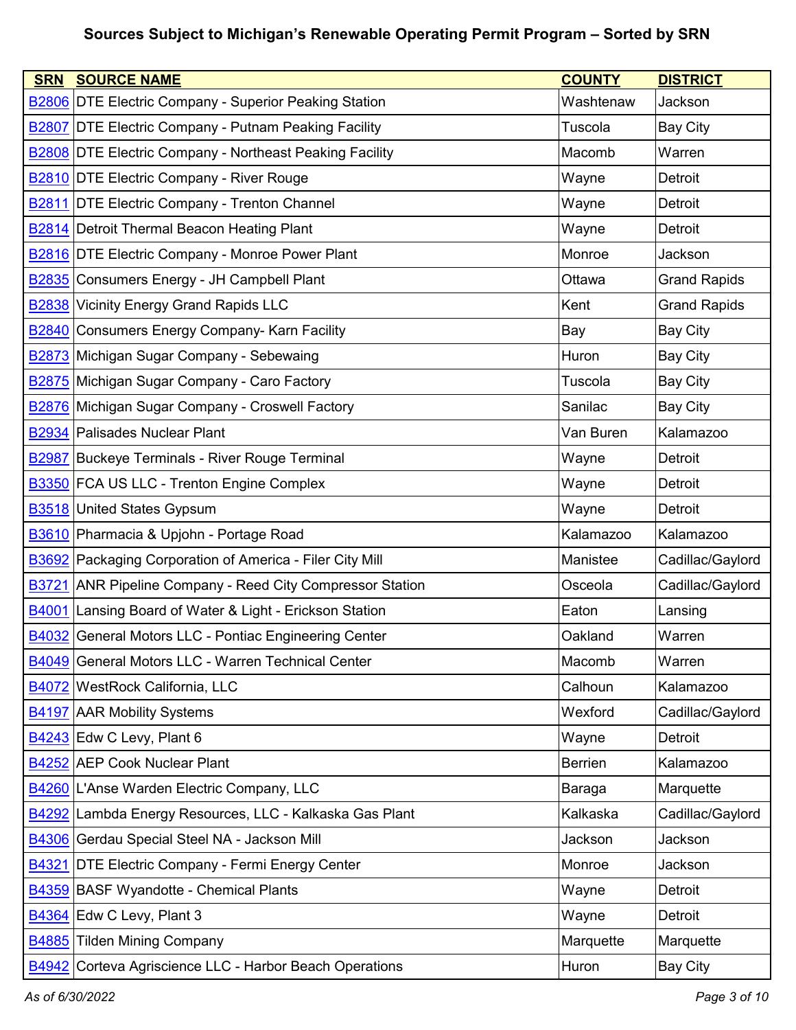# Sources Subject to Michigan's Renewable Operating Permit Program – Sorted by SRN

| SRN | SOURCE NAME | COUNTY | DISTRICT |
|---|---|---|---|
| B2806 | DTE Electric Company - Superior Peaking Station | Washtenaw | Jackson |
| B2807 | DTE Electric Company - Putnam Peaking Facility | Tuscola | Bay City |
| B2808 | DTE Electric Company - Northeast Peaking Facility | Macomb | Warren |
| B2810 | DTE Electric Company - River Rouge | Wayne | Detroit |
| B2811 | DTE Electric Company - Trenton Channel | Wayne | Detroit |
| B2814 | Detroit Thermal Beacon Heating Plant | Wayne | Detroit |
| B2816 | DTE Electric Company - Monroe Power Plant | Monroe | Jackson |
| B2835 | Consumers Energy - JH Campbell Plant | Ottawa | Grand Rapids |
| B2838 | Vicinity Energy Grand Rapids LLC | Kent | Grand Rapids |
| B2840 | Consumers Energy Company- Karn Facility | Bay | Bay City |
| B2873 | Michigan Sugar Company - Sebewaing | Huron | Bay City |
| B2875 | Michigan Sugar Company - Caro Factory | Tuscola | Bay City |
| B2876 | Michigan Sugar Company - Croswell Factory | Sanilac | Bay City |
| B2934 | Palisades Nuclear Plant | Van Buren | Kalamazoo |
| B2987 | Buckeye Terminals - River Rouge Terminal | Wayne | Detroit |
| B3350 | FCA US LLC - Trenton Engine Complex | Wayne | Detroit |
| B3518 | United States Gypsum | Wayne | Detroit |
| B3610 | Pharmacia & Upjohn - Portage Road | Kalamazoo | Kalamazoo |
| B3692 | Packaging Corporation of America - Filer City Mill | Manistee | Cadillac/Gaylord |
| B3721 | ANR Pipeline Company - Reed City Compressor Station | Osceola | Cadillac/Gaylord |
| B4001 | Lansing Board of Water & Light - Erickson Station | Eaton | Lansing |
| B4032 | General Motors LLC - Pontiac Engineering Center | Oakland | Warren |
| B4049 | General Motors LLC - Warren Technical Center | Macomb | Warren |
| B4072 | WestRock California, LLC | Calhoun | Kalamazoo |
| B4197 | AAR Mobility Systems | Wexford | Cadillac/Gaylord |
| B4243 | Edw C Levy, Plant 6 | Wayne | Detroit |
| B4252 | AEP Cook Nuclear Plant | Berrien | Kalamazoo |
| B4260 | L'Anse Warden Electric Company, LLC | Baraga | Marquette |
| B4292 | Lambda Energy Resources, LLC - Kalkaska Gas Plant | Kalkaska | Cadillac/Gaylord |
| B4306 | Gerdau Special Steel NA - Jackson Mill | Jackson | Jackson |
| B4321 | DTE Electric Company - Fermi Energy Center | Monroe | Jackson |
| B4359 | BASF Wyandotte - Chemical Plants | Wayne | Detroit |
| B4364 | Edw C Levy, Plant 3 | Wayne | Detroit |
| B4885 | Tilden Mining Company | Marquette | Marquette |
| B4942 | Corteva Agriscience LLC - Harbor Beach Operations | Huron | Bay City |

*As of 6/30/2022*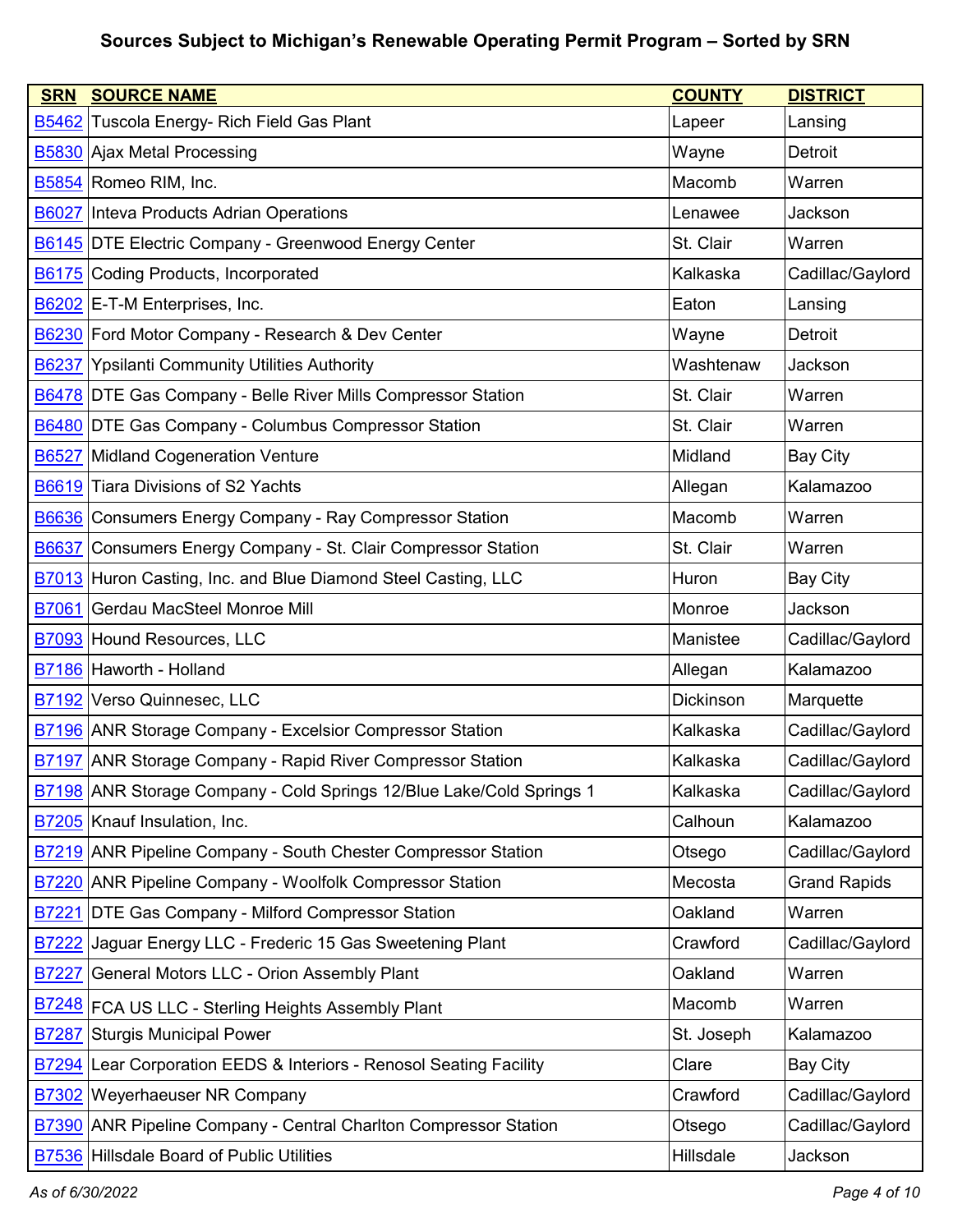## Sources Subject to Michigan's Renewable Operating Permit Program – Sorted by SRN

| SRN | SOURCE NAME | COUNTY | DISTRICT |
|---|---|---|---|
| B5462 | Tuscola Energy- Rich Field Gas Plant | Lapeer | Lansing |
| B5830 | Ajax Metal Processing | Wayne | Detroit |
| B5854 | Romeo RIM, Inc. | Macomb | Warren |
| B6027 | Inteva Products Adrian Operations | Lenawee | Jackson |
| B6145 | DTE Electric Company - Greenwood Energy Center | St. Clair | Warren |
| B6175 | Coding Products, Incorporated | Kalkaska | Cadillac/Gaylord |
| B6202 | E-T-M Enterprises, Inc. | Eaton | Lansing |
| B6230 | Ford Motor Company - Research & Dev Center | Wayne | Detroit |
| B6237 | Ypsilanti Community Utilities Authority | Washtenaw | Jackson |
| B6478 | DTE Gas Company - Belle River Mills Compressor Station | St. Clair | Warren |
| B6480 | DTE Gas Company - Columbus Compressor Station | St. Clair | Warren |
| B6527 | Midland Cogeneration Venture | Midland | Bay City |
| B6619 | Tiara Divisions of S2 Yachts | Allegan | Kalamazoo |
| B6636 | Consumers Energy Company - Ray Compressor Station | Macomb | Warren |
| B6637 | Consumers Energy Company - St. Clair Compressor Station | St. Clair | Warren |
| B7013 | Huron Casting, Inc. and Blue Diamond Steel Casting, LLC | Huron | Bay City |
| B7061 | Gerdau MacSteel Monroe Mill | Monroe | Jackson |
| B7093 | Hound Resources, LLC | Manistee | Cadillac/Gaylord |
| B7186 | Haworth - Holland | Allegan | Kalamazoo |
| B7192 | Verso Quinnesec, LLC | Dickinson | Marquette |
| B7196 | ANR Storage Company - Excelsior Compressor Station | Kalkaska | Cadillac/Gaylord |
| B7197 | ANR Storage Company - Rapid River Compressor Station | Kalkaska | Cadillac/Gaylord |
| B7198 | ANR Storage Company - Cold Springs 12/Blue Lake/Cold Springs 1 | Kalkaska | Cadillac/Gaylord |
| B7205 | Knauf Insulation, Inc. | Calhoun | Kalamazoo |
| B7219 | ANR Pipeline Company - South Chester Compressor Station | Otsego | Cadillac/Gaylord |
| B7220 | ANR Pipeline Company - Woolfolk Compressor Station | Mecosta | Grand Rapids |
| B7221 | DTE Gas Company - Milford Compressor Station | Oakland | Warren |
| B7222 | Jaguar Energy LLC - Frederic 15 Gas Sweetening Plant | Crawford | Cadillac/Gaylord |
| B7227 | General Motors LLC - Orion Assembly Plant | Oakland | Warren |
| B7248 | FCA US LLC - Sterling Heights Assembly Plant | Macomb | Warren |
| B7287 | Sturgis Municipal Power | St. Joseph | Kalamazoo |
| B7294 | Lear Corporation EEDS & Interiors - Renosol Seating Facility | Clare | Bay City |
| B7302 | Weyerhaeuser NR Company | Crawford | Cadillac/Gaylord |
| B7390 | ANR Pipeline Company - Central Charlton Compressor Station | Otsego | Cadillac/Gaylord |
| B7536 | Hillsdale Board of Public Utilities | Hillsdale | Jackson |

*As of 6/30/2022*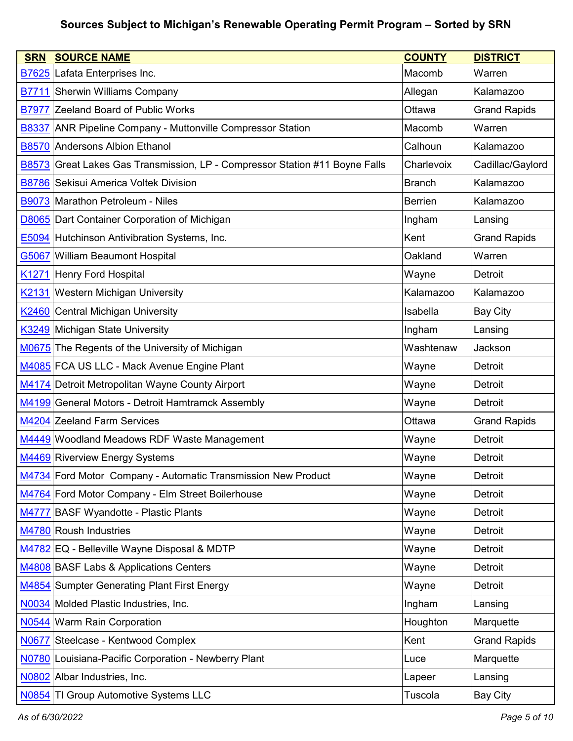**Sources Subject to Michigan's Renewable Operating Permit Program – Sorted by SRN**

| SRN | SOURCE NAME | COUNTY | DISTRICT |
|---|---|---|---|
| B7625 | Lafata Enterprises Inc. | Macomb | Warren |
| B7711 | Sherwin Williams Company | Allegan | Kalamazoo |
| B7977 | Zeeland Board of Public Works | Ottawa | Grand Rapids |
| B8337 | ANR Pipeline Company - Muttonville Compressor Station | Macomb | Warren |
| B8570 | Andersons Albion Ethanol | Calhoun | Kalamazoo |
| B8573 | Great Lakes Gas Transmission, LP - Compressor Station #11 Boyne Falls | Charlevoix | Cadillac/Gaylord |
| B8786 | Sekisui America Voltek Division | Branch | Kalamazoo |
| B9073 | Marathon Petroleum - Niles | Berrien | Kalamazoo |
| D8065 | Dart Container Corporation of Michigan | Ingham | Lansing |
| E5094 | Hutchinson Antivibration Systems, Inc. | Kent | Grand Rapids |
| G5067 | William Beaumont Hospital | Oakland | Warren |
| K1271 | Henry Ford Hospital | Wayne | Detroit |
| K2131 | Western Michigan University | Kalamazoo | Kalamazoo |
| K2460 | Central Michigan University | Isabella | Bay City |
| K3249 | Michigan State University | Ingham | Lansing |
| M0675 | The Regents of the University of Michigan | Washtenaw | Jackson |
| M4085 | FCA US LLC - Mack Avenue Engine Plant | Wayne | Detroit |
| M4174 | Detroit Metropolitan Wayne County Airport | Wayne | Detroit |
| M4199 | General Motors - Detroit Hamtramck Assembly | Wayne | Detroit |
| M4204 | Zeeland Farm Services | Ottawa | Grand Rapids |
| M4449 | Woodland Meadows RDF Waste Management | Wayne | Detroit |
| M4469 | Riverview Energy Systems | Wayne | Detroit |
| M4734 | Ford Motor Company - Automatic Transmission New Product | Wayne | Detroit |
| M4764 | Ford Motor Company - Elm Street Boilerhouse | Wayne | Detroit |
| M4777 | BASF Wyandotte - Plastic Plants | Wayne | Detroit |
| M4780 | Roush Industries | Wayne | Detroit |
| M4782 | EQ - Belleville Wayne Disposal & MDTP | Wayne | Detroit |
| M4808 | BASF Labs & Applications Centers | Wayne | Detroit |
| M4854 | Sumpter Generating Plant First Energy | Wayne | Detroit |
| N0034 | Molded Plastic Industries, Inc. | Ingham | Lansing |
| N0544 | Warm Rain Corporation | Houghton | Marquette |
| N0677 | Steelcase - Kentwood Complex | Kent | Grand Rapids |
| N0780 | Louisiana-Pacific Corporation - Newberry Plant | Luce | Marquette |
| N0802 | Albar Industries, Inc. | Lapeer | Lansing |
| N0854 | TI Group Automotive Systems LLC | Tuscola | Bay City |

*As of 6/30/2022*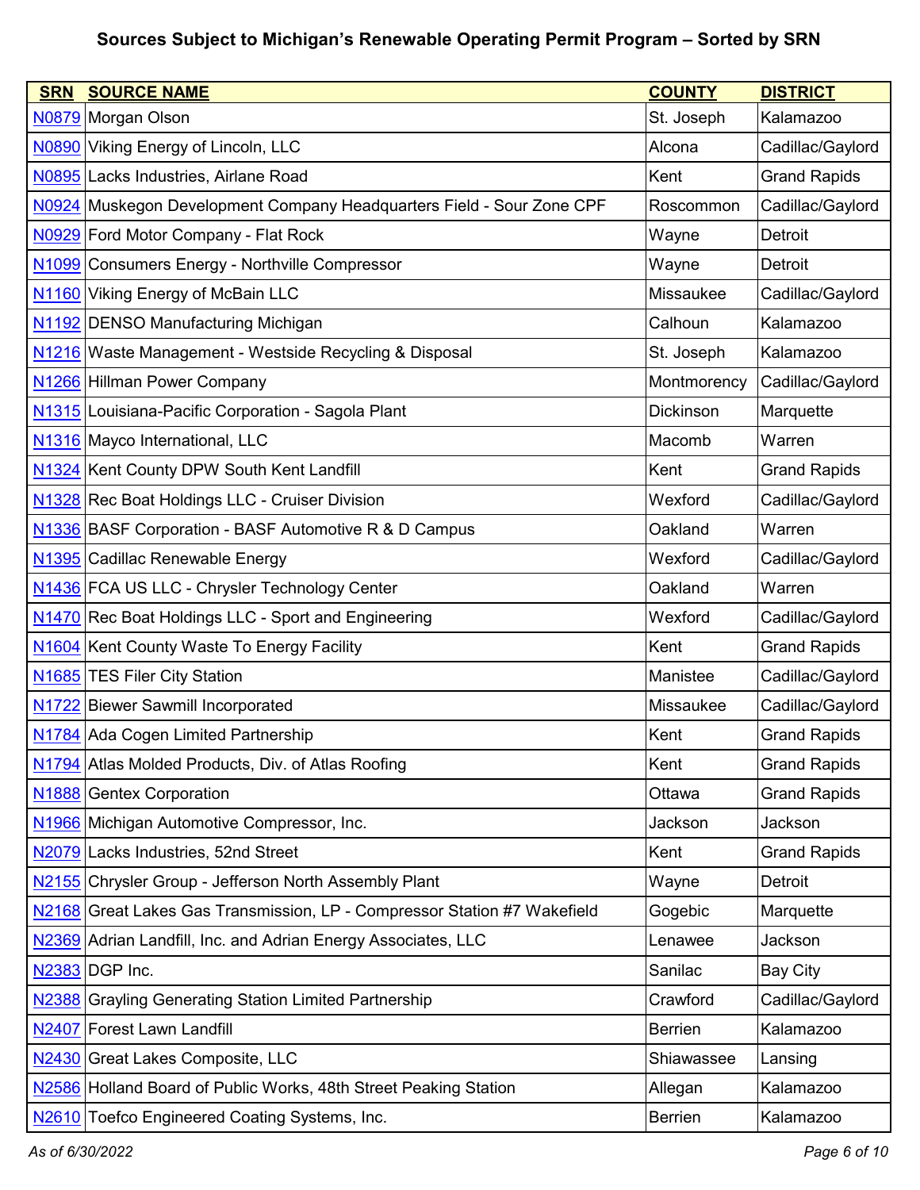# Sources Subject to Michigan's Renewable Operating Permit Program – Sorted by SRN

| SRN | SOURCE NAME | COUNTY | DISTRICT |
|---|---|---|---|
| N0879 | Morgan Olson | St. Joseph | Kalamazoo |
| N0890 | Viking Energy of Lincoln, LLC | Alcona | Cadillac/Gaylord |
| N0895 | Lacks Industries, Airlane Road | Kent | Grand Rapids |
| N0924 | Muskegon Development Company Headquarters Field - Sour Zone CPF | Roscommon | Cadillac/Gaylord |
| N0929 | Ford Motor Company - Flat Rock | Wayne | Detroit |
| N1099 | Consumers Energy - Northville Compressor | Wayne | Detroit |
| N1160 | Viking Energy of McBain LLC | Missaukee | Cadillac/Gaylord |
| N1192 | DENSO Manufacturing Michigan | Calhoun | Kalamazoo |
| N1216 | Waste Management - Westside Recycling & Disposal | St. Joseph | Kalamazoo |
| N1266 | Hillman Power Company | Montmorency | Cadillac/Gaylord |
| N1315 | Louisiana-Pacific Corporation - Sagola Plant | Dickinson | Marquette |
| N1316 | Mayco International, LLC | Macomb | Warren |
| N1324 | Kent County DPW South Kent Landfill | Kent | Grand Rapids |
| N1328 | Rec Boat Holdings LLC - Cruiser Division | Wexford | Cadillac/Gaylord |
| N1336 | BASF Corporation - BASF Automotive R & D Campus | Oakland | Warren |
| N1395 | Cadillac Renewable Energy | Wexford | Cadillac/Gaylord |
| N1436 | FCA US LLC - Chrysler Technology Center | Oakland | Warren |
| N1470 | Rec Boat Holdings LLC - Sport and Engineering | Wexford | Cadillac/Gaylord |
| N1604 | Kent County Waste To Energy Facility | Kent | Grand Rapids |
| N1685 | TES Filer City Station | Manistee | Cadillac/Gaylord |
| N1722 | Biewer Sawmill Incorporated | Missaukee | Cadillac/Gaylord |
| N1784 | Ada Cogen Limited Partnership | Kent | Grand Rapids |
| N1794 | Atlas Molded Products, Div. of Atlas Roofing | Kent | Grand Rapids |
| N1888 | Gentex Corporation | Ottawa | Grand Rapids |
| N1966 | Michigan Automotive Compressor, Inc. | Jackson | Jackson |
| N2079 | Lacks Industries, 52nd Street | Kent | Grand Rapids |
| N2155 | Chrysler Group - Jefferson North Assembly Plant | Wayne | Detroit |
| N2168 | Great Lakes Gas Transmission, LP - Compressor Station #7 Wakefield | Gogebic | Marquette |
| N2369 | Adrian Landfill, Inc. and Adrian Energy Associates, LLC | Lenawee | Jackson |
| N2383 | DGP Inc. | Sanilac | Bay City |
| N2388 | Grayling Generating Station Limited Partnership | Crawford | Cadillac/Gaylord |
| N2407 | Forest Lawn Landfill | Berrien | Kalamazoo |
| N2430 | Great Lakes Composite, LLC | Shiawassee | Lansing |
| N2586 | Holland Board of Public Works, 48th Street Peaking Station | Allegan | Kalamazoo |
| N2610 | Toefco Engineered Coating Systems, Inc. | Berrien | Kalamazoo |

*As of 6/30/2022*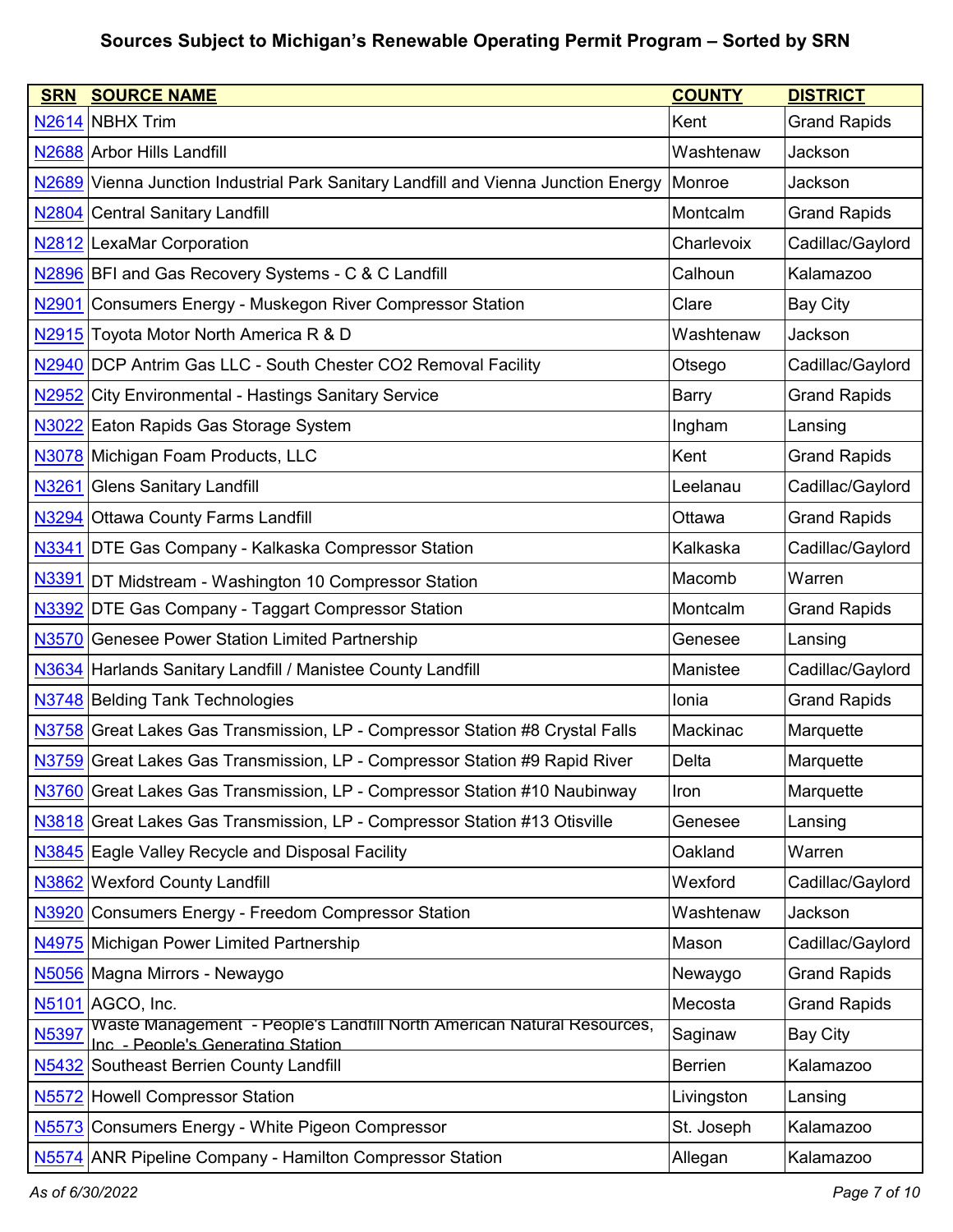# Sources Subject to Michigan's Renewable Operating Permit Program – Sorted by SRN

| SRN | SOURCE NAME | COUNTY | DISTRICT |
| --- | --- | --- | --- |
| N2614 | NBHX Trim | Kent | Grand Rapids |
| N2688 | Arbor Hills Landfill | Washtenaw | Jackson |
| N2689 | Vienna Junction Industrial Park Sanitary Landfill and Vienna Junction Energy | Monroe | Jackson |
| N2804 | Central Sanitary Landfill | Montcalm | Grand Rapids |
| N2812 | LexaMar Corporation | Charlevoix | Cadillac/Gaylord |
| N2896 | BFI and Gas Recovery Systems - C & C Landfill | Calhoun | Kalamazoo |
| N2901 | Consumers Energy - Muskegon River Compressor Station | Clare | Bay City |
| N2915 | Toyota Motor North America R & D | Washtenaw | Jackson |
| N2940 | DCP Antrim Gas LLC - South Chester CO2 Removal Facility | Otsego | Cadillac/Gaylord |
| N2952 | City Environmental - Hastings Sanitary Service | Barry | Grand Rapids |
| N3022 | Eaton Rapids Gas Storage System | Ingham | Lansing |
| N3078 | Michigan Foam Products, LLC | Kent | Grand Rapids |
| N3261 | Glens Sanitary Landfill | Leelanau | Cadillac/Gaylord |
| N3294 | Ottawa County Farms Landfill | Ottawa | Grand Rapids |
| N3341 | DTE Gas Company - Kalkaska Compressor Station | Kalkaska | Cadillac/Gaylord |
| N3391 | DT Midstream - Washington 10 Compressor Station | Macomb | Warren |
| N3392 | DTE Gas Company - Taggart Compressor Station | Montcalm | Grand Rapids |
| N3570 | Genesee Power Station Limited Partnership | Genesee | Lansing |
| N3634 | Harlands Sanitary Landfill / Manistee County Landfill | Manistee | Cadillac/Gaylord |
| N3748 | Belding Tank Technologies | Ionia | Grand Rapids |
| N3758 | Great Lakes Gas Transmission, LP - Compressor Station #8 Crystal Falls | Mackinac | Marquette |
| N3759 | Great Lakes Gas Transmission, LP - Compressor Station #9 Rapid River | Delta | Marquette |
| N3760 | Great Lakes Gas Transmission, LP - Compressor Station #10 Naubinway | Iron | Marquette |
| N3818 | Great Lakes Gas Transmission, LP - Compressor Station #13 Otisville | Genesee | Lansing |
| N3845 | Eagle Valley Recycle and Disposal Facility | Oakland | Warren |
| N3862 | Wexford County Landfill | Wexford | Cadillac/Gaylord |
| N3920 | Consumers Energy - Freedom Compressor Station | Washtenaw | Jackson |
| N4975 | Michigan Power Limited Partnership | Mason | Cadillac/Gaylord |
| N5056 | Magna Mirrors - Newaygo | Newaygo | Grand Rapids |
| N5101 | AGCO, Inc. | Mecosta | Grand Rapids |
| N5397 | Waste Management - People's Landfill North American Natural Resources, Inc. - People's Generating Station | Saginaw | Bay City |
| N5432 | Southeast Berrien County Landfill | Berrien | Kalamazoo |
| N5572 | Howell Compressor Station | Livingston | Lansing |
| N5573 | Consumers Energy - White Pigeon Compressor | St. Joseph | Kalamazoo |
| N5574 | ANR Pipeline Company - Hamilton Compressor Station | Allegan | Kalamazoo |

*As of 6/30/2022*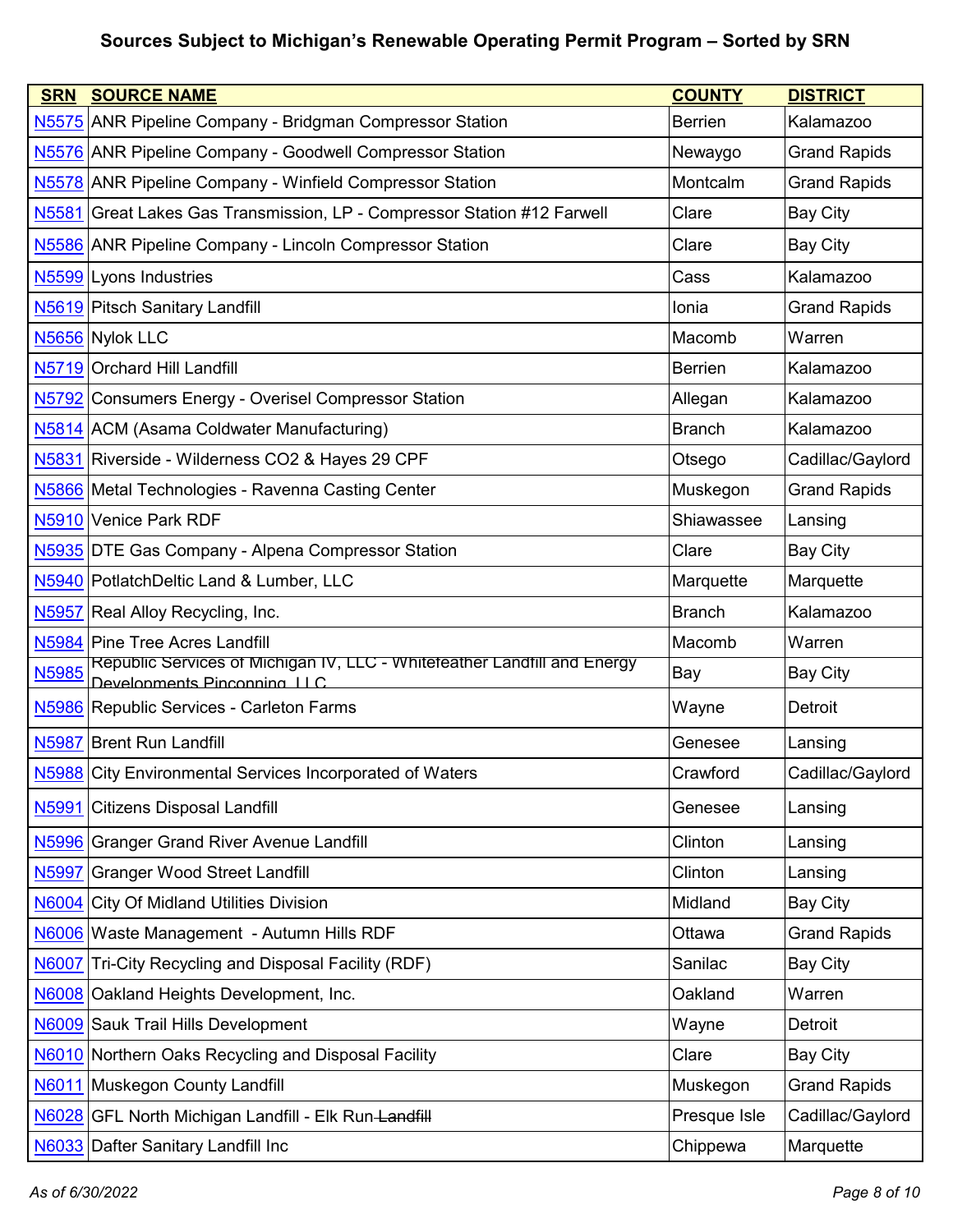# Sources Subject to Michigan's Renewable Operating Permit Program – Sorted by SRN

| SRN | SOURCE NAME | COUNTY | DISTRICT |
|---|---|---|---|
| N5575 | ANR Pipeline Company - Bridgman Compressor Station | Berrien | Kalamazoo |
| N5576 | ANR Pipeline Company - Goodwell Compressor Station | Newaygo | Grand Rapids |
| N5578 | ANR Pipeline Company - Winfield Compressor Station | Montcalm | Grand Rapids |
| N5581 | Great Lakes Gas Transmission, LP - Compressor Station #12 Farwell | Clare | Bay City |
| N5586 | ANR Pipeline Company - Lincoln Compressor Station | Clare | Bay City |
| N5599 | Lyons Industries | Cass | Kalamazoo |
| N5619 | Pitsch Sanitary Landfill | Ionia | Grand Rapids |
| N5656 | Nylok LLC | Macomb | Warren |
| N5719 | Orchard Hill Landfill | Berrien | Kalamazoo |
| N5792 | Consumers Energy - Overisel Compressor Station | Allegan | Kalamazoo |
| N5814 | ACM (Asama Coldwater Manufacturing) | Branch | Kalamazoo |
| N5831 | Riverside - Wilderness CO2 & Hayes 29 CPF | Otsego | Cadillac/Gaylord |
| N5866 | Metal Technologies - Ravenna Casting Center | Muskegon | Grand Rapids |
| N5910 | Venice Park RDF | Shiawassee | Lansing |
| N5935 | DTE Gas Company - Alpena Compressor Station | Clare | Bay City |
| N5940 | PotlatchDeltic Land & Lumber, LLC | Marquette | Marquette |
| N5957 | Real Alloy Recycling, Inc. | Branch | Kalamazoo |
| N5984 | Pine Tree Acres Landfill | Macomb | Warren |
| N5985 | Republic Services of Michigan IV, LLC - Whitefeather Landfill and Energy Developments Pinconning, LLC | Bay | Bay City |
| N5986 | Republic Services - Carleton Farms | Wayne | Detroit |
| N5987 | Brent Run Landfill | Genesee | Lansing |
| N5988 | City Environmental Services Incorporated of Waters | Crawford | Cadillac/Gaylord |
| N5991 | Citizens Disposal Landfill | Genesee | Lansing |
| N5996 | Granger Grand River Avenue Landfill | Clinton | Lansing |
| N5997 | Granger Wood Street Landfill | Clinton | Lansing |
| N6004 | City Of Midland Utilities Division | Midland | Bay City |
| N6006 | Waste Management - Autumn Hills RDF | Ottawa | Grand Rapids |
| N6007 | Tri-City Recycling and Disposal Facility (RDF) | Sanilac | Bay City |
| N6008 | Oakland Heights Development, Inc. | Oakland | Warren |
| N6009 | Sauk Trail Hills Development | Wayne | Detroit |
| N6010 | Northern Oaks Recycling and Disposal Facility | Clare | Bay City |
| N6011 | Muskegon County Landfill | Muskegon | Grand Rapids |
| N6028 | GFL North Michigan Landfill - Elk Run ~~Landfill~~ | Presque Isle | Cadillac/Gaylord |
| N6033 | Dafter Sanitary Landfill Inc | Chippewa | Marquette |

*As of 6/30/2022*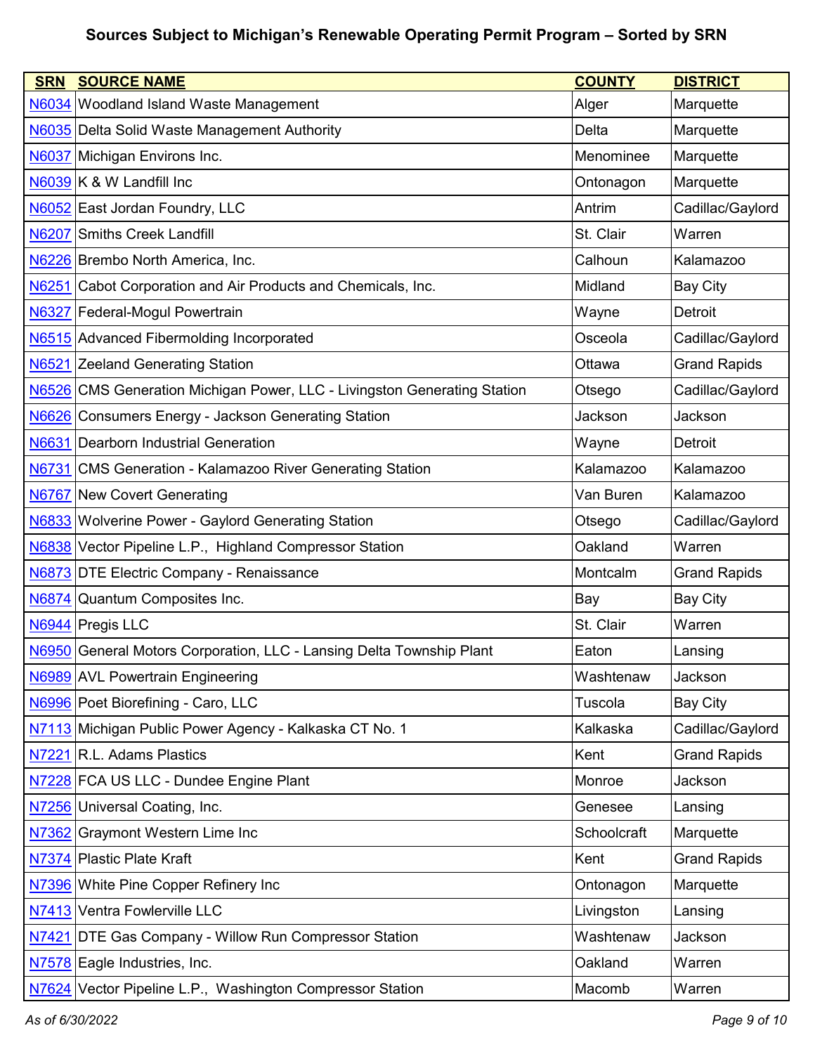**Sources Subject to Michigan's Renewable Operating Permit Program – Sorted by SRN**

| SRN | SOURCE NAME | COUNTY | DISTRICT |
|---|---|---|---|
| N6034 | Woodland Island Waste Management | Alger | Marquette |
| N6035 | Delta Solid Waste Management Authority | Delta | Marquette |
| N6037 | Michigan Environs Inc. | Menominee | Marquette |
| N6039 | K & W Landfill Inc | Ontonagon | Marquette |
| N6052 | East Jordan Foundry, LLC | Antrim | Cadillac/Gaylord |
| N6207 | Smiths Creek Landfill | St. Clair | Warren |
| N6226 | Brembo North America, Inc. | Calhoun | Kalamazoo |
| N6251 | Cabot Corporation and Air Products and Chemicals, Inc. | Midland | Bay City |
| N6327 | Federal-Mogul Powertrain | Wayne | Detroit |
| N6515 | Advanced Fibermolding Incorporated | Osceola | Cadillac/Gaylord |
| N6521 | Zeeland Generating Station | Ottawa | Grand Rapids |
| N6526 | CMS Generation Michigan Power, LLC - Livingston Generating Station | Otsego | Cadillac/Gaylord |
| N6626 | Consumers Energy - Jackson Generating Station | Jackson | Jackson |
| N6631 | Dearborn Industrial Generation | Wayne | Detroit |
| N6731 | CMS Generation - Kalamazoo River Generating Station | Kalamazoo | Kalamazoo |
| N6767 | New Covert Generating | Van Buren | Kalamazoo |
| N6833 | Wolverine Power - Gaylord Generating Station | Otsego | Cadillac/Gaylord |
| N6838 | Vector Pipeline L.P., Highland Compressor Station | Oakland | Warren |
| N6873 | DTE Electric Company - Renaissance | Montcalm | Grand Rapids |
| N6874 | Quantum Composites Inc. | Bay | Bay City |
| N6944 | Pregis LLC | St. Clair | Warren |
| N6950 | General Motors Corporation, LLC - Lansing Delta Township Plant | Eaton | Lansing |
| N6989 | AVL Powertrain Engineering | Washtenaw | Jackson |
| N6996 | Poet Biorefining - Caro, LLC | Tuscola | Bay City |
| N7113 | Michigan Public Power Agency - Kalkaska CT No. 1 | Kalkaska | Cadillac/Gaylord |
| N7221 | R.L. Adams Plastics | Kent | Grand Rapids |
| N7228 | FCA US LLC - Dundee Engine Plant | Monroe | Jackson |
| N7256 | Universal Coating, Inc. | Genesee | Lansing |
| N7362 | Graymont Western Lime Inc | Schoolcraft | Marquette |
| N7374 | Plastic Plate Kraft | Kent | Grand Rapids |
| N7396 | White Pine Copper Refinery Inc | Ontonagon | Marquette |
| N7413 | Ventra Fowlerville LLC | Livingston | Lansing |
| N7421 | DTE Gas Company - Willow Run Compressor Station | Washtenaw | Jackson |
| N7578 | Eagle Industries, Inc. | Oakland | Warren |
| N7624 | Vector Pipeline L.P., Washington Compressor Station | Macomb | Warren |

*As of 6/30/2022*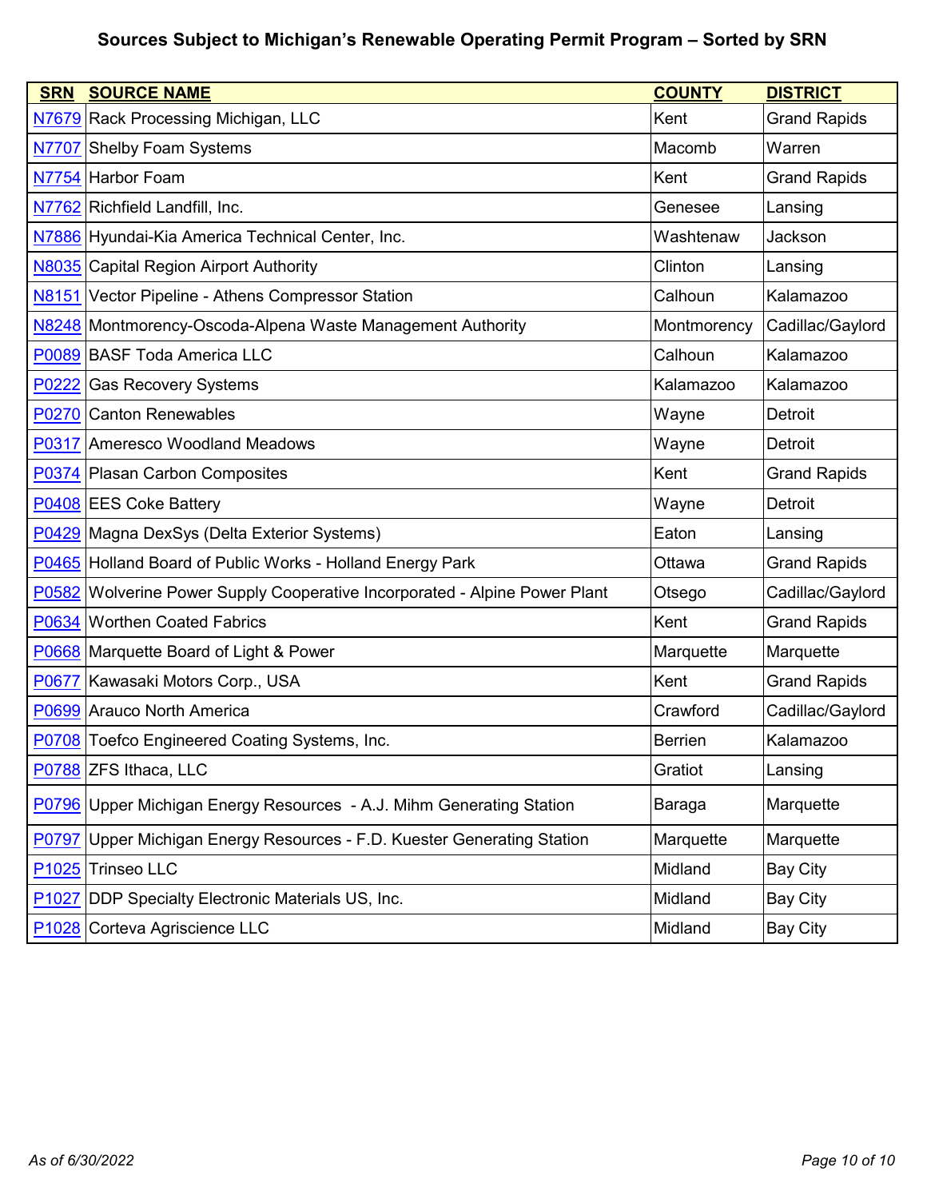**Sources Subject to Michigan's Renewable Operating Permit Program – Sorted by SRN**

| SRN | SOURCE NAME | COUNTY | DISTRICT |
|---|---|---|---|
| N7679 | Rack Processing Michigan, LLC | Kent | Grand Rapids |
| N7707 | Shelby Foam Systems | Macomb | Warren |
| N7754 | Harbor Foam | Kent | Grand Rapids |
| N7762 | Richfield Landfill, Inc. | Genesee | Lansing |
| N7886 | Hyundai-Kia America Technical Center, Inc. | Washtenaw | Jackson |
| N8035 | Capital Region Airport Authority | Clinton | Lansing |
| N8151 | Vector Pipeline - Athens Compressor Station | Calhoun | Kalamazoo |
| N8248 | Montmorency-Oscoda-Alpena Waste Management Authority | Montmorency | Cadillac/Gaylord |
| P0089 | BASF Toda America LLC | Calhoun | Kalamazoo |
| P0222 | Gas Recovery Systems | Kalamazoo | Kalamazoo |
| P0270 | Canton Renewables | Wayne | Detroit |
| P0317 | Ameresco Woodland Meadows | Wayne | Detroit |
| P0374 | Plasan Carbon Composites | Kent | Grand Rapids |
| P0408 | EES Coke Battery | Wayne | Detroit |
| P0429 | Magna DexSys (Delta Exterior Systems) | Eaton | Lansing |
| P0465 | Holland Board of Public Works - Holland Energy Park | Ottawa | Grand Rapids |
| P0582 | Wolverine Power Supply Cooperative Incorporated - Alpine Power Plant | Otsego | Cadillac/Gaylord |
| P0634 | Worthen Coated Fabrics | Kent | Grand Rapids |
| P0668 | Marquette Board of Light & Power | Marquette | Marquette |
| P0677 | Kawasaki Motors Corp., USA | Kent | Grand Rapids |
| P0699 | Arauco North America | Crawford | Cadillac/Gaylord |
| P0708 | Toefco Engineered Coating Systems, Inc. | Berrien | Kalamazoo |
| P0788 | ZFS Ithaca, LLC | Gratiot | Lansing |
| P0796 | Upper Michigan Energy Resources - A.J. Mihm Generating Station | Baraga | Marquette |
| P0797 | Upper Michigan Energy Resources - F.D. Kuester Generating Station | Marquette | Marquette |
| P1025 | Trinseo LLC | Midland | Bay City |
| P1027 | DDP Specialty Electronic Materials US, Inc. | Midland | Bay City |
| P1028 | Corteva Agriscience LLC | Midland | Bay City |

*As of 6/30/2022*